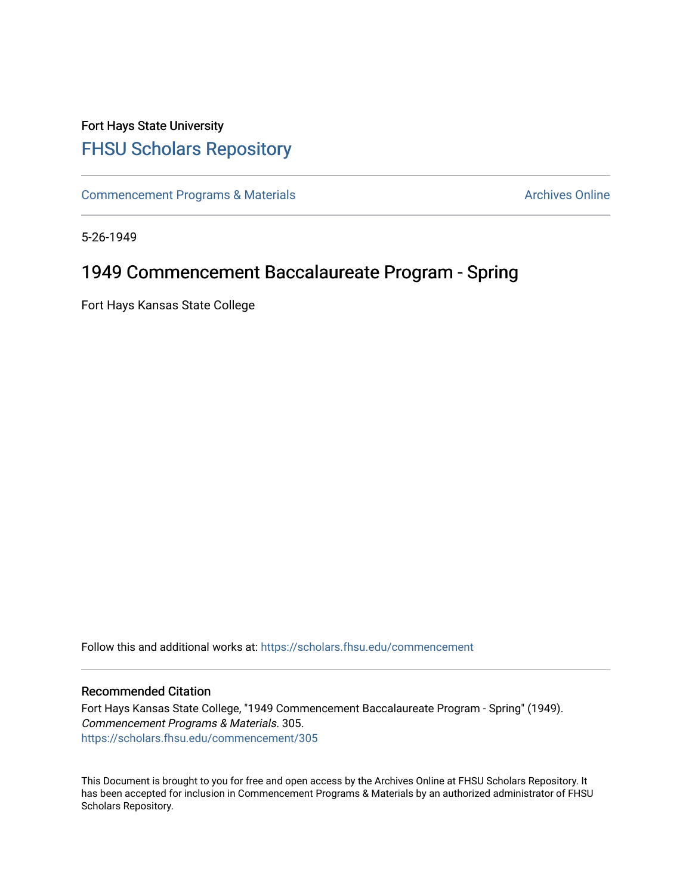Fort Hays State University

# FHSU Scholars Repository

Commencement Programs & Materials

Archives Online

5-26-1949

## 1949 Commencement Baccalaureate Program - Spring

Fort Hays Kansas State College

Follow this and additional works at: https://scholars.fhsu.edu/commencement

### Recommended Citation

Fort Hays Kansas State College, "1949 Commencement Baccalaureate Program - Spring" (1949). *Commencement Programs & Materials*. 305.
https://scholars.fhsu.edu/commencement/305

This Document is brought to you for free and open access by the Archives Online at FHSU Scholars Repository. It has been accepted for inclusion in Commencement Programs & Materials by an authorized administrator of FHSU Scholars Repository.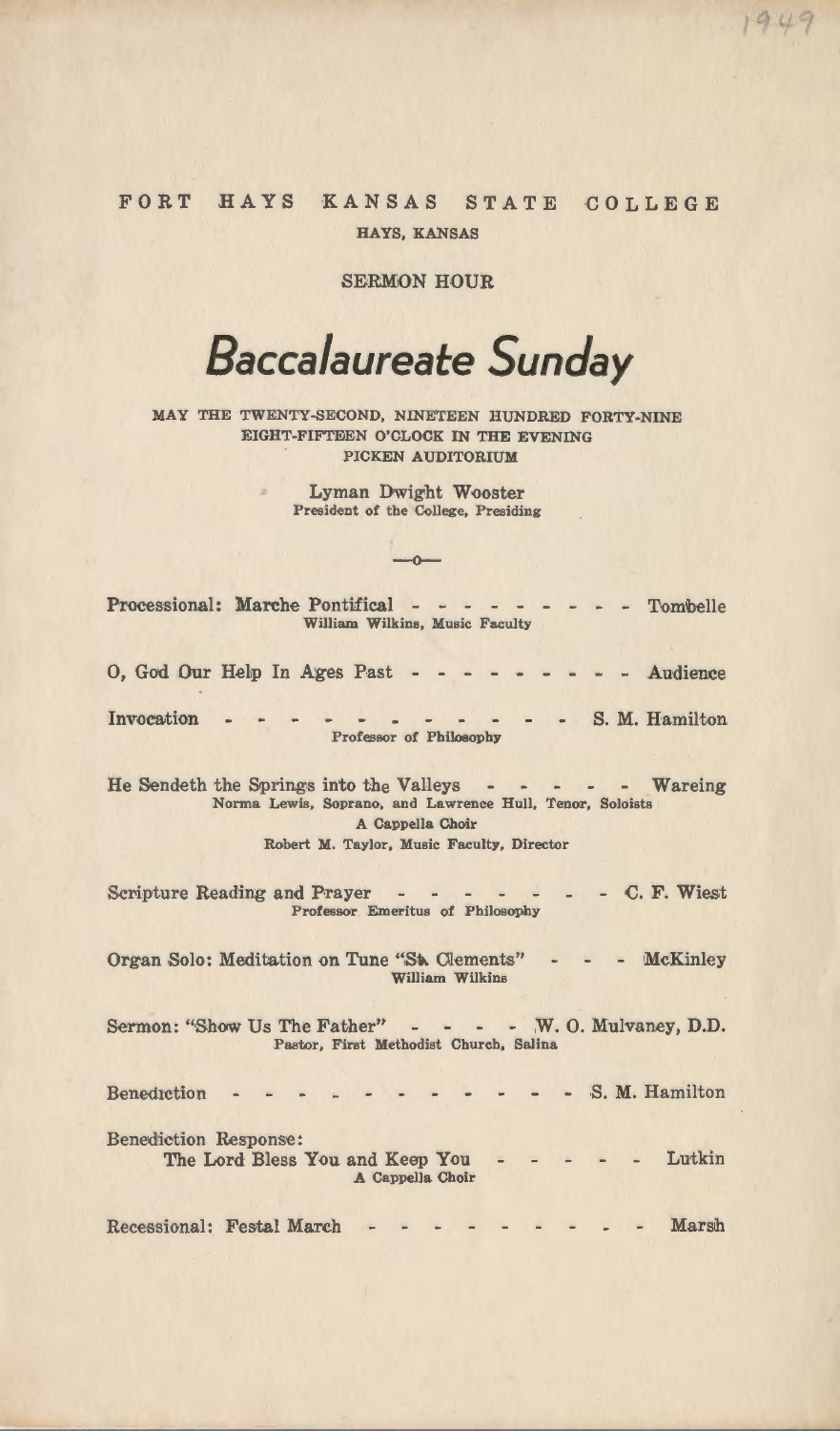1949

FORT HAYS KANSAS STATE COLLEGE

HAYS, KANSAS

SERMON HOUR

# Baccalaureate Sunday

MAY THE TWENTY-SECOND, NINETEEN HUNDRED FORTY-NINE
EIGHT-FIFTEEN O'CLOCK IN THE EVENING
PICKEN AUDITORIUM

Lyman Dwight Wooster
President of the College, Presiding

—o—

Processional: Marche Pontifical - - - - - - - - - Tombelle
William Wilkins, Music Faculty

O, God Our Help In Ages Past - - - - - - - - - Audience

Invocation - - - - - - - - - - - - - S. M. Hamilton
Professor of Philosophy

He Sendeth the Springs into the Valleys - - - - - Wareing
Norma Lewis, Soprano, and Lawrence Hull, Tenor, Soloists
A Cappella Choir
Robert M. Taylor, Music Faculty, Director

Scripture Reading and Prayer - - - - - - - C. F. Wiest
Professor Emeritus of Philosophy

Organ Solo: Meditation on Tune "St. Clements" - - - McKinley
William Wilkins

Sermon: "Show Us The Father" - - - - W. O. Mulvaney, D.D.
Pastor, First Methodist Church, Salina

Benediction - - - - - - - - - - - - - S. M. Hamilton

Benediction Response:
The Lord Bless You and Keep You - - - - - Lutkin
A Cappella Choir

Recessional: Festal March - - - - - - - - - - Marsh